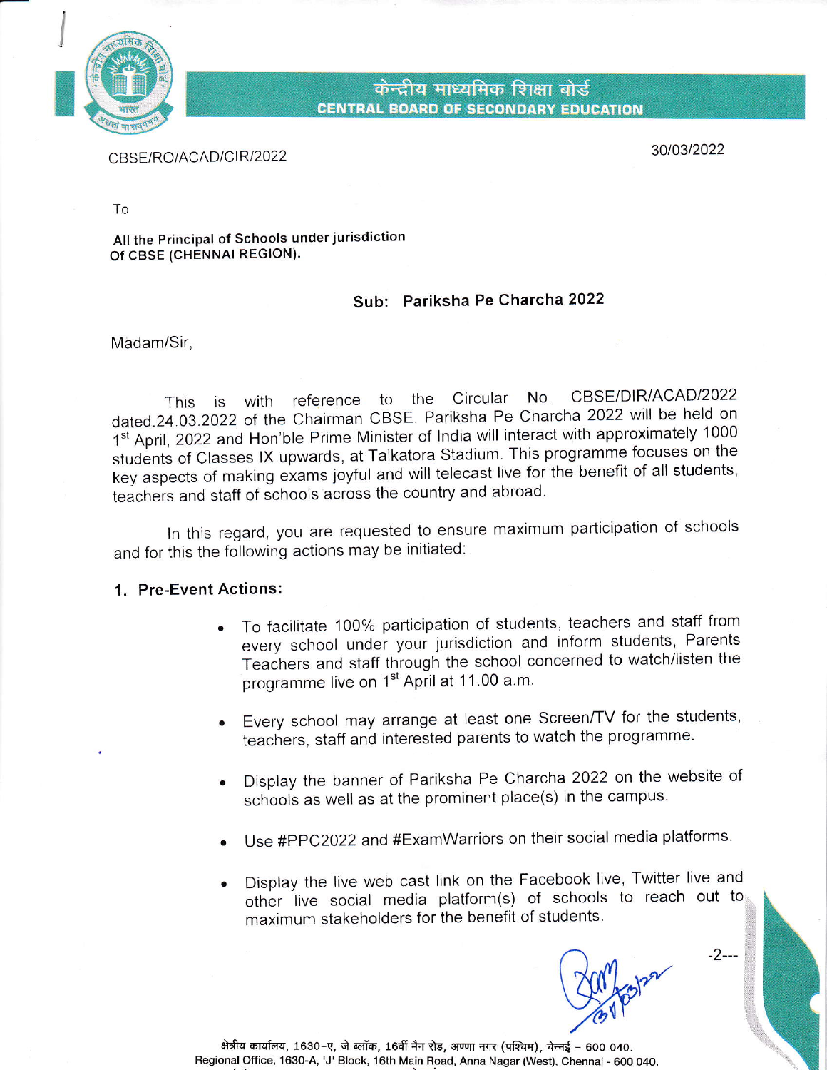केन्द्रीय माध्यमिक शिक्षा बोर्ड
**CENTRAL BOARD OF SECONDARY EDUCATION**

CBSE/RO/ACAD/CIR/2022

30/03/2022

To

**All the Principal of Schools under jurisdiction Of CBSE (CHENNAI REGION).**

**Sub: Pariksha Pe Charcha 2022**

Madam/Sir,

This is with reference to the Circular No. CBSE/DIR/ACAD/2022 dated.24.03.2022 of the Chairman CBSE. Pariksha Pe Charcha 2022 will be held on 1st April, 2022 and Hon'ble Prime Minister of India will interact with approximately 1000 students of Classes IX upwards, at Talkatora Stadium. This programme focuses on the key aspects of making exams joyful and will telecast live for the benefit of all students, teachers and staff of schools across the country and abroad.

In this regard, you are requested to ensure maximum participation of schools and for this the following actions may be initiated:

**1. Pre-Event Actions:**

- To facilitate 100% participation of students, teachers and staff from every school under your jurisdiction and inform students, Parents Teachers and staff through the school concerned to watch/listen the programme live on 1st April at 11.00 a.m.
- Every school may arrange at least one Screen/TV for the students, teachers, staff and interested parents to watch the programme.
- Display the banner of Pariksha Pe Charcha 2022 on the website of schools as well as at the prominent place(s) in the campus.
- Use #PPC2022 and #ExamWarriors on their social media platforms.
- Display the live web cast link on the Facebook live, Twitter live and other live social media platform(s) of schools to reach out to maximum stakeholders for the benefit of students.

-2---

क्षेत्रीय कार्यालय, 1630-ए, जे ब्लॉक, 16वीं मैन रोड, अण्णा नगर (पश्चिम), चेन्नई – 600 040.
Regional Office, 1630-A, 'J' Block, 16th Main Road, Anna Nagar (West), Chennai - 600 040.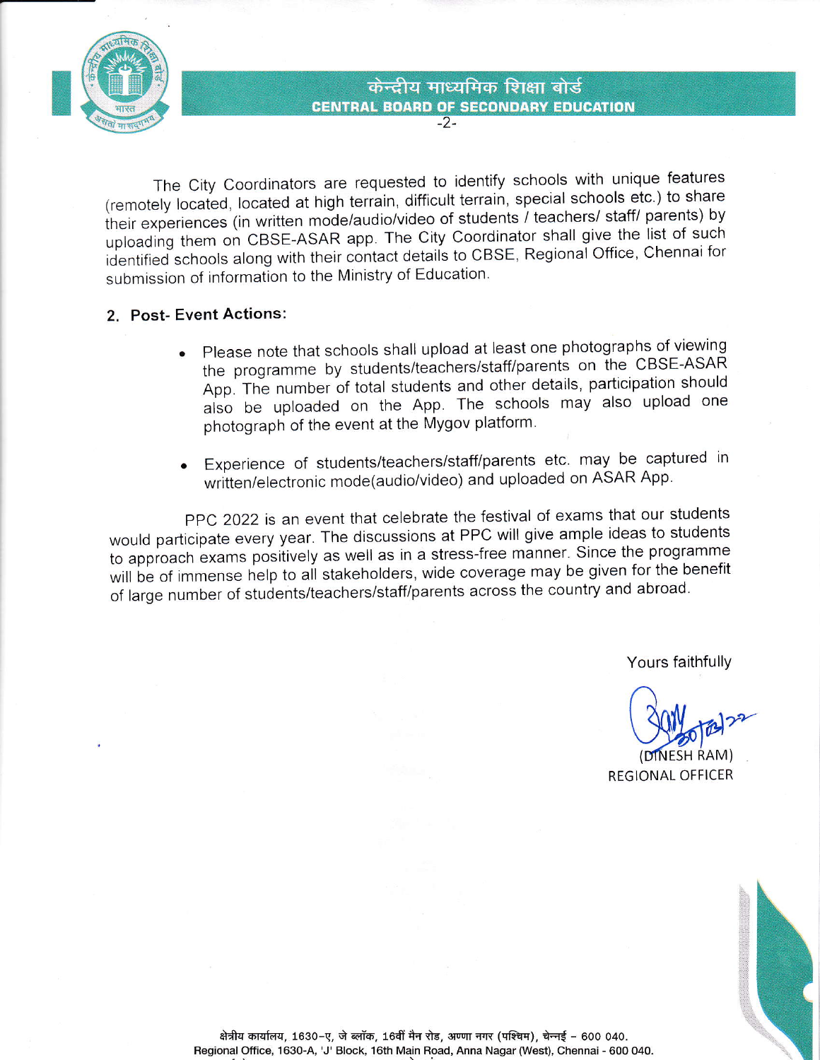The City Coordinators are requested to identify schools with unique features (remotely located, located at high terrain, difficult terrain, special schools etc.) to share their experiences (in written mode/audio/video of students / teachers/ staff/ parents) by uploading them on CBSE-ASAR app. The City Coordinator shall give the list of such identified schools along with their contact details to CBSE, Regional Office, Chennai for submission of information to the Ministry of Education.

**2. Post- Event Actions:**

- Please note that schools shall upload at least one photographs of viewing the programme by students/teachers/staff/parents on the CBSE-ASAR App. The number of total students and other details, participation should also be uploaded on the App. The schools may also upload one photograph of the event at the Mygov platform.

- Experience of students/teachers/staff/parents etc. may be captured in written/electronic mode(audio/video) and uploaded on ASAR App.

PPC 2022 is an event that celebrate the festival of exams that our students would participate every year. The discussions at PPC will give ample ideas to students to approach exams positively as well as in a stress-free manner. Since the programme will be of immense help to all stakeholders, wide coverage may be given for the benefit of large number of students/teachers/staff/parents across the country and abroad.

Yours faithfully

30/3/22

(DINESH RAM)
REGIONAL OFFICER

क्षेत्रीय कार्यालय, 1630-ए, जे ब्लॉक, 16वीं मैन रोड, अण्णा नगर (पश्चिम), चेन्नई - 600 040.
Regional Office, 1630-A, 'J' Block, 16th Main Road, Anna Nagar (West), Chennai - 600 040.